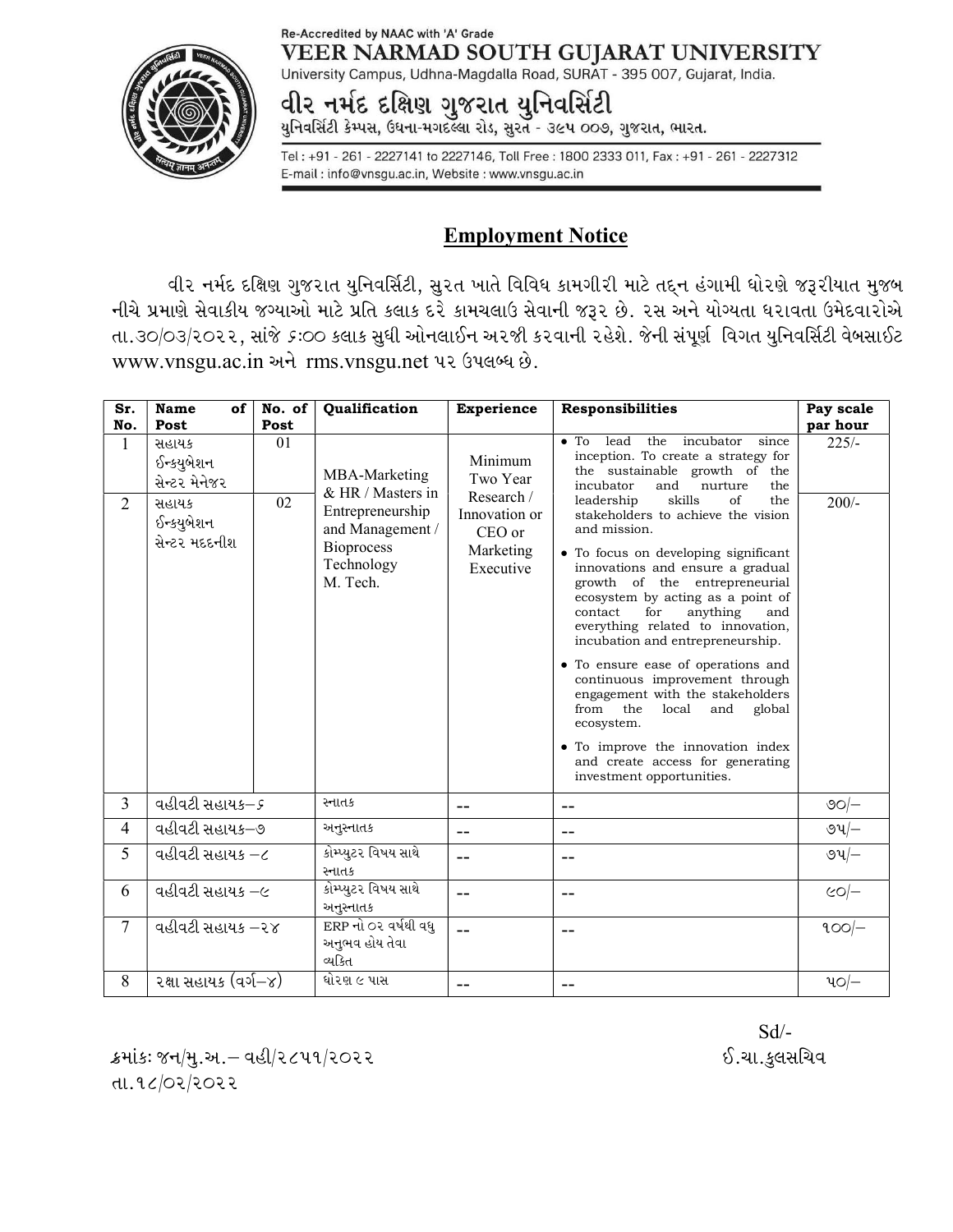Re-Accredited by NAAC with 'A' Grade

# VEER NARMAD SOUTH GUJARAT UNIVERSITY

University Campus, Udhna-Magdalla Road, SURAT - 395 007, Gujarat, India.

# વીર નર્મદ દક્ષિણ ગુજરાત યુનિવર્સિટી

યુનિવર્સિટી કેમ્પસ, ઉધના-મગદલ્લા રોડ, સુરત - ૩૯૫ ૦૦૭, ગુજરાત, ભારત.

Tel : +91 - 261 - 2227141 to 2227146, Toll Free : 1800 2333 011, Fax : +91 - 261 - 2227312
E-mail : info@vnsgu.ac.in, Website : www.vnsgu.ac.in

## Employment Notice

વીર નર્મદ દક્ષિણ ગુજરાત યુનિવર્સિટી, સુરત ખાતે વિવિધ કામગીરી માટે તદ્‌ન હંગામી ધોરણે જરૂરીયાત મુજબ નીચે પ્રમાણે સેવાકીય જગ્યાઓ માટે પ્રતિ કલાક દરે કામચલાઉ સેવાની જરૂર છે. રસ અને યોગ્યતા ધરાવતા ઉમેદવારોએ તા.૩૦/૦૩/૨૦૨૨, સાંજે ૬:૦૦ કલાક સુધી ઓનલાઈન અરજી કરવાની રહેશે. જેની સંપૂર્ણ વિગત યુનિવર્સિટી વેબસાઈટ www.vnsgu.ac.in અને rms.vnsgu.net પર ઉપલબ્ધ છે.

| Sr. No. | Name of Post | No. of Post | Qualification | Experience | Responsibilities | Pay scale par hour |
|---|---|---|---|---|---|---|
| 1 | સહાયક ઈન્ક્યુબેશન સેન્ટર મેનેજર | 01 | MBA-Marketing & HR / Masters in Entrepreneurship and Management / Bioprocess Technology M. Tech. | Minimum Two Year Research / Innovation or CEO or Marketing Executive | • To lead the incubator since inception. To create a strategy for the sustainable growth of the incubator and nurture the leadership skills of the stakeholders to achieve the vision and mission.<br>• To focus on developing significant innovations and ensure a gradual growth of the entrepreneurial ecosystem by acting as a point of contact for anything and everything related to innovation, incubation and entrepreneurship.<br>• To ensure ease of operations and continuous improvement through engagement with the stakeholders from the local and global ecosystem.<br>• To improve the innovation index and create access for generating investment opportunities. | 225/- |
| 2 | સહાયક ઈન્ક્યુબેશન સેન્ટર મદદનીશ | 02 | | | | 200/- |
| 3 | વહીવટી સહાયક–૬ | | સ્નાતક | -- | -- | ૭૦/– |
| 4 | વહીવટી સહાયક–૭ | | અનુસ્નાતક | -- | -- | ૭૫/– |
| 5 | વહીવટી સહાયક –૮ | | કોમ્પ્યુટર વિષય સાથે સ્નાતક | -- | -- | ૭૫/– |
| 6 | વહીવટી સહાયક –૯ | | કોમ્પ્યુટર વિષય સાથે અનુસ્નાતક | -- | -- | ૯૦/– |
| 7 | વહીવટી સહાયક –૨૪ | | ERP નો ૦૨ વર્ષથી વધુ અનુભવ હોય તેવા વ્યકિત | -- | -- | ૧૦૦/– |
| 8 | રક્ષા સહાયક (વર્ગ–૪) | | ધોરણ ૯ પાસ | -- | -- | ૫૦/– |

Sd/-
ઈ.ચા.કુલસચિવ

ક્રમાંકઃ જન/મુ.અ.– વહી/૨૮૫૧/૨૦૨૨
તા.૧૮/૦૨/૨૦૨૨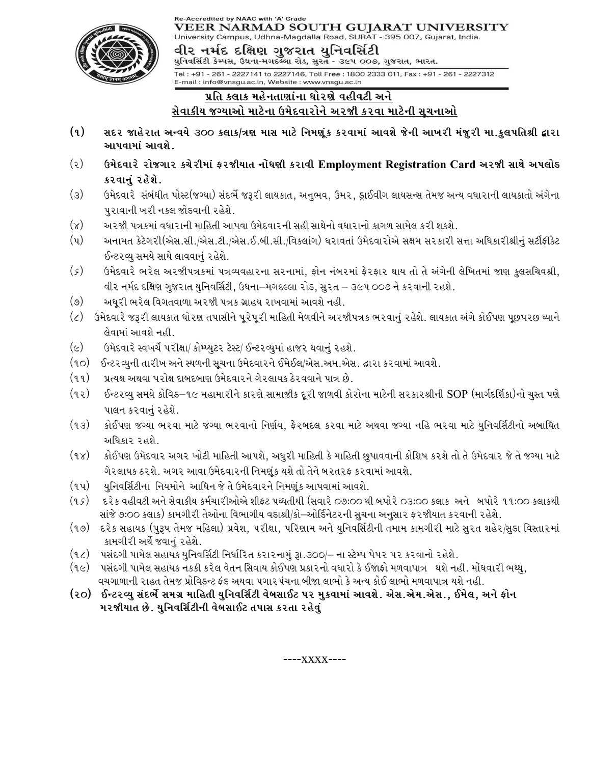Re-Accredited by NAAC with 'A' Grade

**VEER NARMAD SOUTH GUJARAT UNIVERSITY**

University Campus, Udhna-Magdalla Road, SURAT - 395 007, Gujarat, India.

**વીર નર્મદ દક્ષિણ ગુજરાત યુનિવર્સિટી**

યુનિવર્સિટી કેમ્પસ, ઉધના-મગદલ્લા રોડ, સુરત - ૩૯૫ ૦૦૭, ગુજરાત, ભારત.

Tel : +91 - 261 - 2227141 to 2227146, Toll Free : 1800 2333 011, Fax : +91 - 261 - 2227312
E-mail : info@vnsgu.ac.in, Website : www.vnsgu.ac.in

## પ્રતિ કલાક મહેનતાણાંના ધોરણે વહીવટી અને સેવાકીય જગ્યાઓ માટેના ઉમેદવારોને અરજી કરવા માટેની સૂચનાઓ

**(૧) સદર જાહેરાત અન્વયે ૩૦૦ કલાક/ત્રણ માસ માટે નિમણૂંક કરવામાં આવશે જેની આખરી મંજુરી મા.કુલપતિશ્રી દ્વારા આપવામાં આવશે.**

(૨) **ઉમેદવારે રોજગાર કચેરીમાં ફરજીયાત નોંધણી કરાવી Employment Registration Card અરજી સાથે અપલોડ કરવાનું રહેશે.**

(૩) ઉમેદવારે સંબંધીત પોસ્ટ(જગ્યા) સંદર્ભે જરૂરી લાયકાત, અનુભવ, ઉંમર, ડ્રાઈવીંગ લાયસન્સ તેમજ અન્ય વધારાની લાયકાતો અંગેના પુરાવાની ખરી નકલ જોડવાની રહેશે.

(૪) અરજી પત્રકમાં વધારાની માહિતી આપવા ઉમેદવારની સહી સાથેનો વધારાનો કાગળ સામેલ કરી શકશે.

(૫) અનામત કેટેગરી(એસ.સી./એસ.ટી./એસ.ઈ.બી.સી./વિકલાંગ) ધરાવતાં ઉમેદવારોએ સક્ષમ સરકારી સત્તા અધિકારીશ્રીનું સર્ટીફીકેટ ઈન્ટરવ્યુ સમયે સાથે લાવવાનું રહેશે.

(૬) ઉમેદવારે ભરેલ અરજીપત્રકમાં પત્રવ્યવહારના સરનામાં, ફોન નંબરમાં ફેરફાર થાય તો તે અંગેની લેખિતમાં જાણ કુલસચિવશ્રી, વીર નર્મદ દક્ષિણ ગુજરાત યુનિવર્સિટી, ઉધના–મગદલ્લા રોડ, સુરત – ૩૯૫ ૦૦૭ ને કરવાની રહશે.

(૭) અધૂરી ભરેલ વિગતવાળા અરજી પત્રક ગ્રાહય રાખવામાં આવશે નહી.

(૮) ઉમેદવારે જરૂરી લાયકાત ધોરણ તપાસીને પૂરેપૂરી માહિતી મેળવીને અરજીપત્રક ભરવાનું રહેશે. લાયકાત અંગે કોઈપણ પૂછપરછ ધ્યાને લેવામાં આવશે નહી.

(૯) ઉમેદવારે સ્વખર્ચે પરીક્ષા/ કોમ્પ્યુટર ટેસ્ટ/ ઈન્ટરવ્યુમાં હાજર થવાનું રહશે.

(૧૦) ઈન્ટરવ્યુની તારીખ અને સ્થળની સૂચના ઉમેદવારને ઈમેઈલ/એસ.અમ.એસ. દ્વારા કરવામાં આવશે.

(૧૧) પ્રત્યક્ષ અથવા પરોક્ષ દાબદબાણ ઉમેદવારને ગેરલાયક ઠેરવવાને પાત્ર છે.

(૧૨) ઈન્ટરવ્યુ સમયે કોવિડ–૧૯ મહામારીને કારણે સામાજીક દૂરી જાળવી કોરોના માટેની સરકારશ્રીની SOP (માર્ગદર્શિકા)નો ચુસ્ત પણે પાલન કરવાનું રહેશે.

(૧૩) કોઈપણ જગ્યા ભરવા માટે જગ્યા ભરવાનો નિર્ણય, ફેરબદલ કરવા માટે અથવા જગ્યા નહિ ભરવા માટે યુનિવર્સિટીનો અબાધિત અધિકાર રહશે.

(૧૪) કોઈપણ ઉમેદવાર અગર ખોટી માહિતી આપશે, અધુરી માહિતી કે માહિતી છુપાવવાની કોશિષ કરશે તો તે ઉમેદવાર જે તે જગ્યા માટે ગેરલાયક ઠરશે. અગર આવા ઉમેદવારની નિમણૂંક થશે તો તેને બરતરફ કરવામાં આવશે.

(૧૫) યુનિવર્સિટીના નિયમોને આધિન જે તે ઉમેદવારને નિમણૂંક આપવામાં આવશે.

(૧૬) દરેક વહીવટી અને સેવાકીય કર્મચારીઓએ શીફ્ટ પધ્ધતીથી (સવારે ૦૭:૦૦ થી બપોરે ૦૩:૦૦ કલાક અને બપોરે ૧૧:૦૦ કલાકથી સાંજે ૭:૦૦ કલાક) કામગીરી તેઓના વિભાગીય વડાશ્રી/કો–ઓર્ડિનેટરની સુચના અનુસાર ફરજીયાત કરવાની રહેશે.

(૧૭) દરેક સહાયક (પુરૂષ તેમજ મહિલા) પ્રવેશ, પરીક્ષા, પરિણામ અને યુનિવર્સિટીની તમામ કામગીરી માટે સુરત શહેર/સુડા વિસ્તારમાં કામગીરી અર્થે જવાનું રહેશે.

(૧૮) પસંદગી પામેલ સહાયક યુનિવર્સિટી નિર્ધારિત કરારનામું રૂ.૩૦૦/– ના સ્ટેમ્પ પેપર પર કરવાનો રહેશે.

(૧૯) પસંદગી પામેલ સહાયક નકકી કરેલ વેતન સિવાય કોઈપણ પ્રકારનો વધારો કે ઈજાફો મળવાપાત્ર થશે નહી. મોંઘવારી ભથ્થુ, વચગાળાની રાહત તેમજ પ્રોવિડન્ટ ફંડ અથવા પગારપંચના બીજા લાભો કે અન્ય કોઈ લાભો મળવાપાત્ર થશે નહી.

**(૨૦) ઈન્ટરવ્યુ સંદર્ભે સમગ્ર માહિતી યુનિવર્સિટી વેબસાઈટ પર મુકવામાં આવશે. એસ.એમ.એસ., ઈમેલ, અને ફોન મરજીયાત છે. યુનિવર્સિટીની વેબસાઈટ તપાસ કરતા રહેવું**

----XXXX----